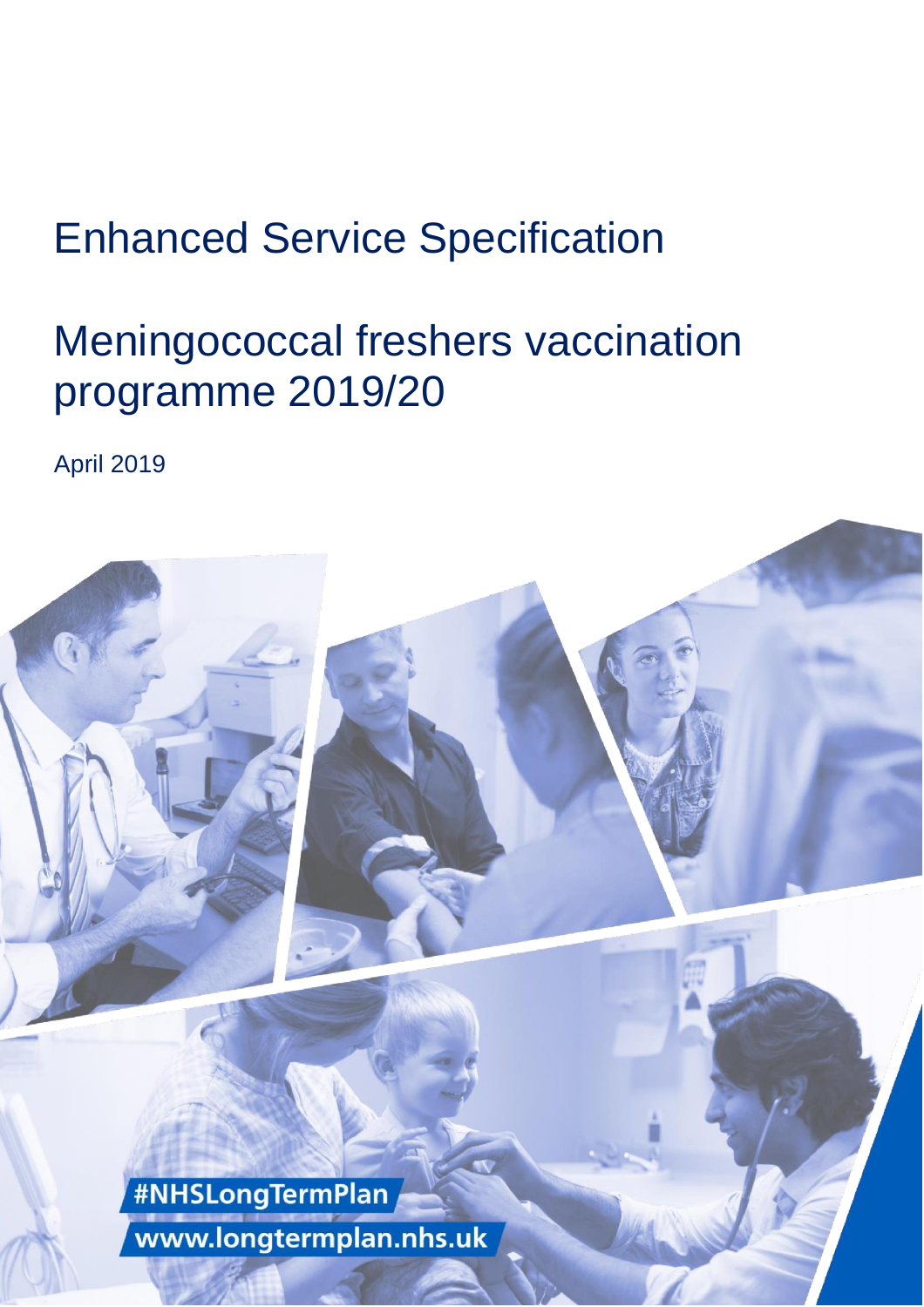# Enhanced Service Specification

# Meningococcal freshers vaccination programme 2019/20

April 2019

#NHSLongTermPlan
www.longtermplan.nhs.uk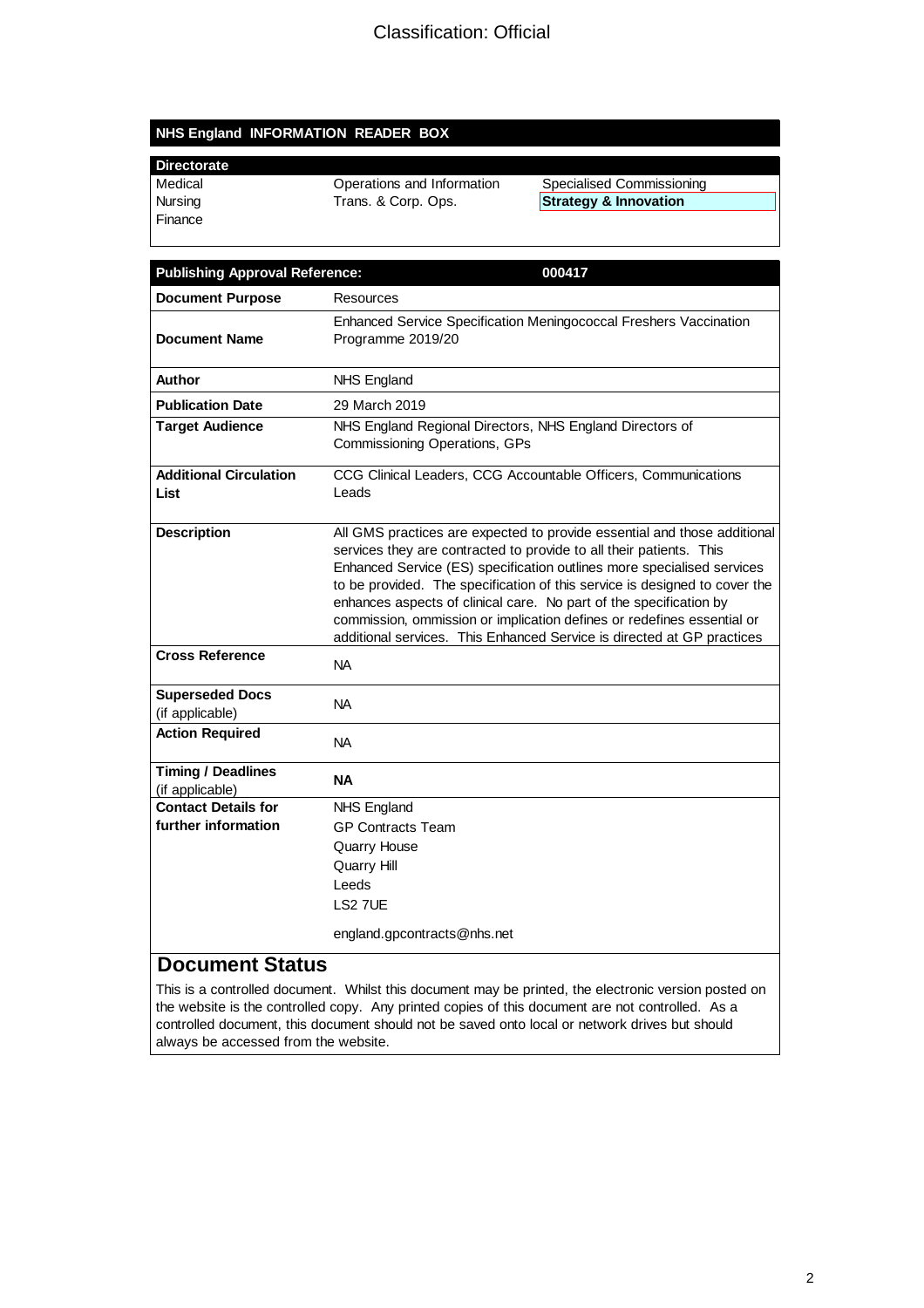Classification: Official

| NHS England INFORMATION READER BOX | | |
|---|---|---|
| **Directorate** | | |
| Medical | Operations and Information | Specialised Commissioning |
| Nursing | Trans. & Corp. Ops. | **Strategy & Innovation** |
| Finance | | |

| **Publishing Approval Reference:** | **000417** |
|---|---|
| **Document Purpose** | Resources |
| **Document Name** | Enhanced Service Specification Meningococcal Freshers Vaccination Programme 2019/20 |
| **Author** | NHS England |
| **Publication Date** | 29 March 2019 |
| **Target Audience** | NHS England Regional Directors, NHS England Directors of Commissioning Operations, GPs |
| **Additional Circulation List** | CCG Clinical Leaders, CCG Accountable Officers, Communications Leads |
| **Description** | All GMS practices are expected to provide essential and those additional services they are contracted to provide to all their patients. This Enhanced Service (ES) specification outlines more specialised services to be provided. The specification of this service is designed to cover the enhances aspects of clinical care. No part of the specification by commission, ommission or implication defines or redefines essential or additional services. This Enhanced Service is directed at GP practices |
| **Cross Reference** | NA |
| **Superseded Docs** (if applicable) | NA |
| **Action Required** | NA |
| **Timing / Deadlines** (if applicable) | **NA** |
| **Contact Details for further information** | NHS England<br>GP Contracts Team<br>Quarry House<br>Quarry Hill<br>Leeds<br>LS2 7UE<br><br>england.gpcontracts@nhs.net |

## Document Status

This is a controlled document. Whilst this document may be printed, the electronic version posted on the website is the controlled copy. Any printed copies of this document are not controlled. As a controlled document, this document should not be saved onto local or network drives but should always be accessed from the website.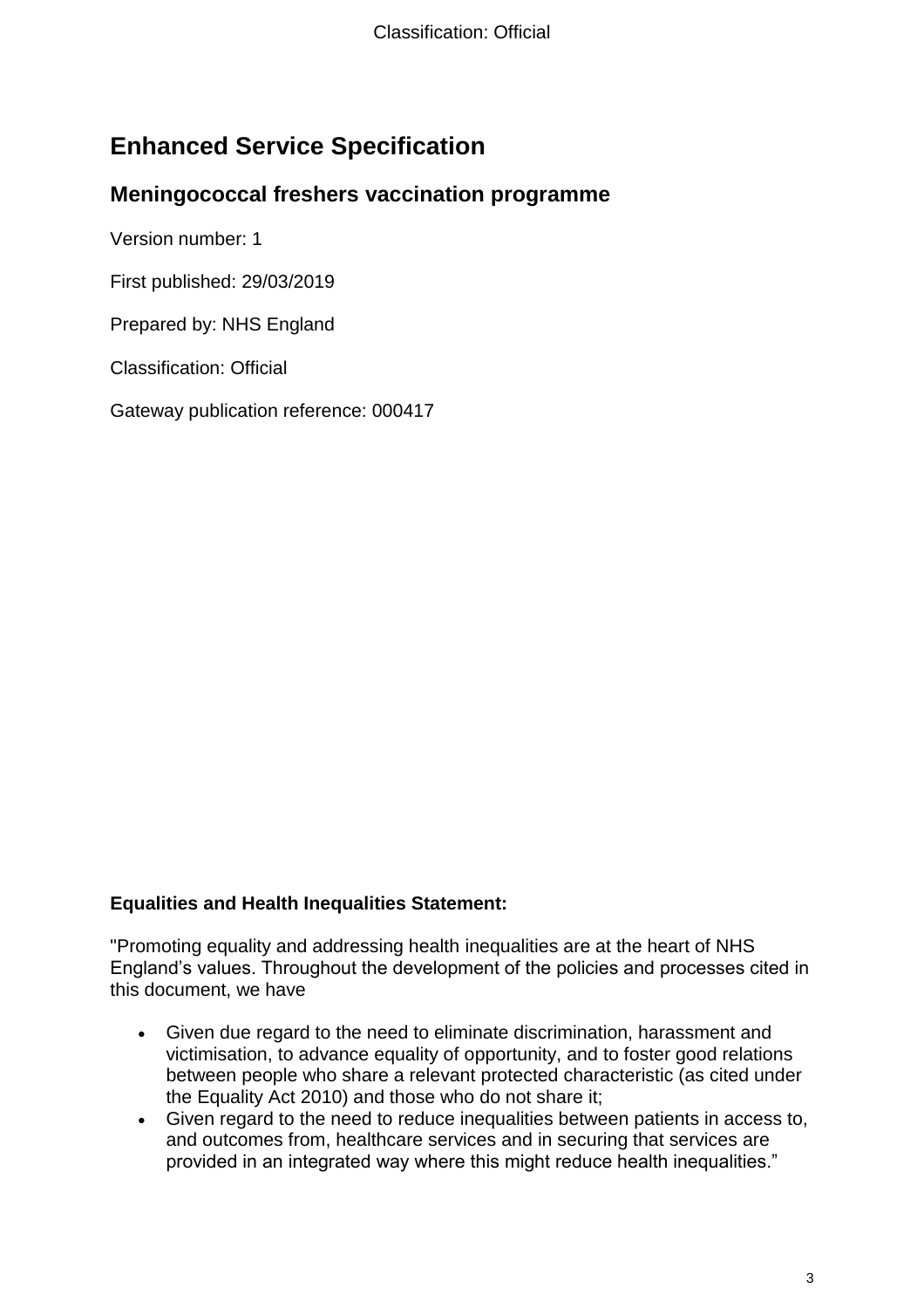# Enhanced Service Specification

## Meningococcal freshers vaccination programme

Version number: 1

First published: 29/03/2019

Prepared by: NHS England

Classification: Official

Gateway publication reference: 000417

**Equalities and Health Inequalities Statement:**

"Promoting equality and addressing health inequalities are at the heart of NHS England's values. Throughout the development of the policies and processes cited in this document, we have

- Given due regard to the need to eliminate discrimination, harassment and victimisation, to advance equality of opportunity, and to foster good relations between people who share a relevant protected characteristic (as cited under the Equality Act 2010) and those who do not share it;
- Given regard to the need to reduce inequalities between patients in access to, and outcomes from, healthcare services and in securing that services are provided in an integrated way where this might reduce health inequalities."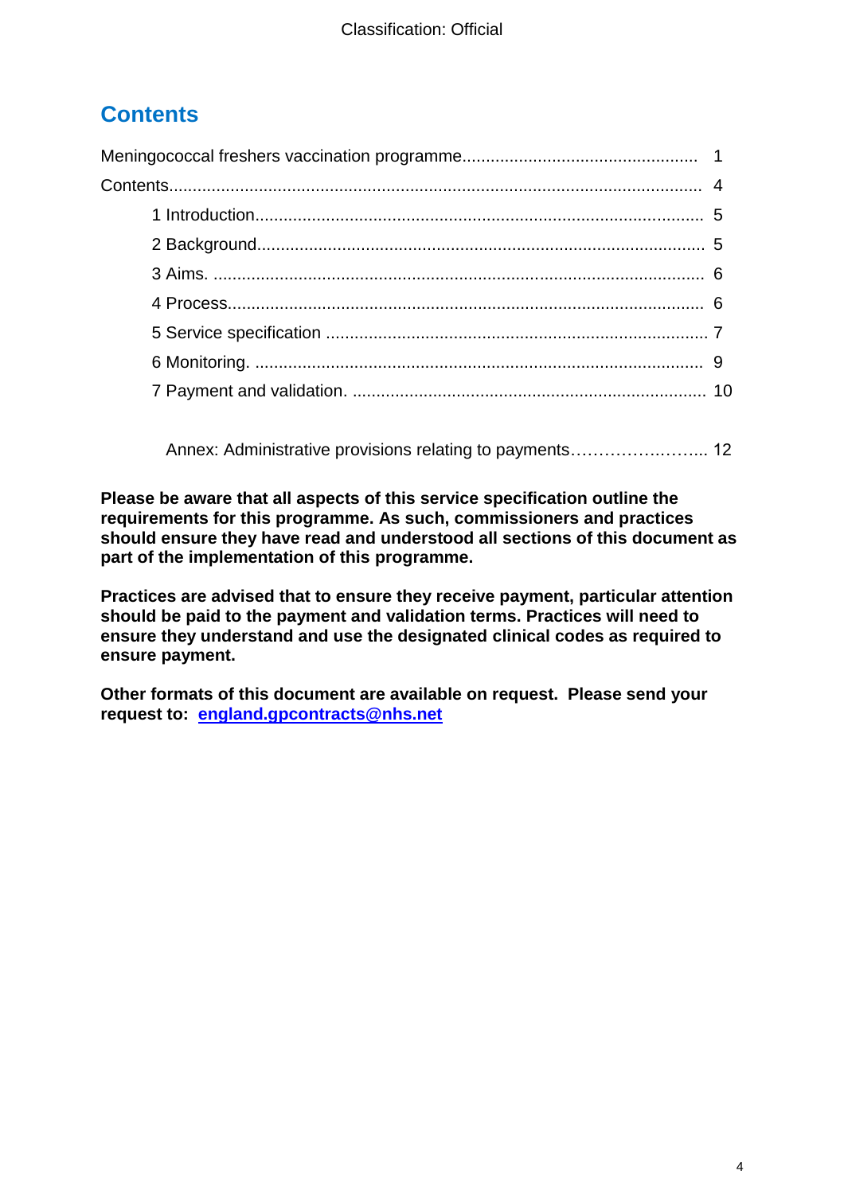## Contents

Meningococcal freshers vaccination programme.................................................. 1

Contents................................................................................................................ 4

- 1 Introduction.............................................................................................. 5
- 2 Background.............................................................................................. 5
- 3 Aims. ....................................................................................................... 6
- 4 Process.................................................................................................... 6
- 5 Service specification ................................................................................ 7
- 6 Monitoring. .............................................................................................. 9
- 7 Payment and validation. .......................................................................... 10

Annex: Administrative provisions relating to payments………………..…….. 12

**Please be aware that all aspects of this service specification outline the requirements for this programme. As such, commissioners and practices should ensure they have read and understood all sections of this document as part of the implementation of this programme.**

**Practices are advised that to ensure they receive payment, particular attention should be paid to the payment and validation terms. Practices will need to ensure they understand and use the designated clinical codes as required to ensure payment.**

**Other formats of this document are available on request. Please send your request to: england.gpcontracts@nhs.net**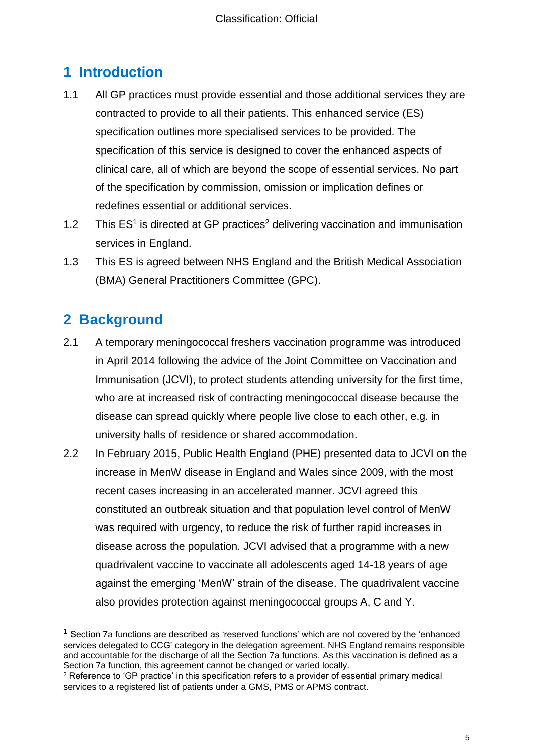# 1 Introduction

1.1 All GP practices must provide essential and those additional services they are contracted to provide to all their patients. This enhanced service (ES) specification outlines more specialised services to be provided. The specification of this service is designed to cover the enhanced aspects of clinical care, all of which are beyond the scope of essential services. No part of the specification by commission, omission or implication defines or redefines essential or additional services.

1.2 This ES[1] is directed at GP practices[2] delivering vaccination and immunisation services in England.

1.3 This ES is agreed between NHS England and the British Medical Association (BMA) General Practitioners Committee (GPC).

# 2 Background

2.1 A temporary meningococcal freshers vaccination programme was introduced in April 2014 following the advice of the Joint Committee on Vaccination and Immunisation (JCVI), to protect students attending university for the first time, who are at increased risk of contracting meningococcal disease because the disease can spread quickly where people live close to each other, e.g. in university halls of residence or shared accommodation.

2.2 In February 2015, Public Health England (PHE) presented data to JCVI on the increase in MenW disease in England and Wales since 2009, with the most recent cases increasing in an accelerated manner. JCVI agreed this constituted an outbreak situation and that population level control of MenW was required with urgency, to reduce the risk of further rapid increases in disease across the population. JCVI advised that a programme with a new quadrivalent vaccine to vaccinate all adolescents aged 14-18 years of age against the emerging 'MenW' strain of the disease. The quadrivalent vaccine also provides protection against meningococcal groups A, C and Y.

---

[1] Section 7a functions are described as 'reserved functions' which are not covered by the 'enhanced services delegated to CCG' category in the delegation agreement. NHS England remains responsible and accountable for the discharge of all the Section 7a functions. As this vaccination is defined as a Section 7a function, this agreement cannot be changed or varied locally.

[2] Reference to 'GP practice' in this specification refers to a provider of essential primary medical services to a registered list of patients under a GMS, PMS or APMS contract.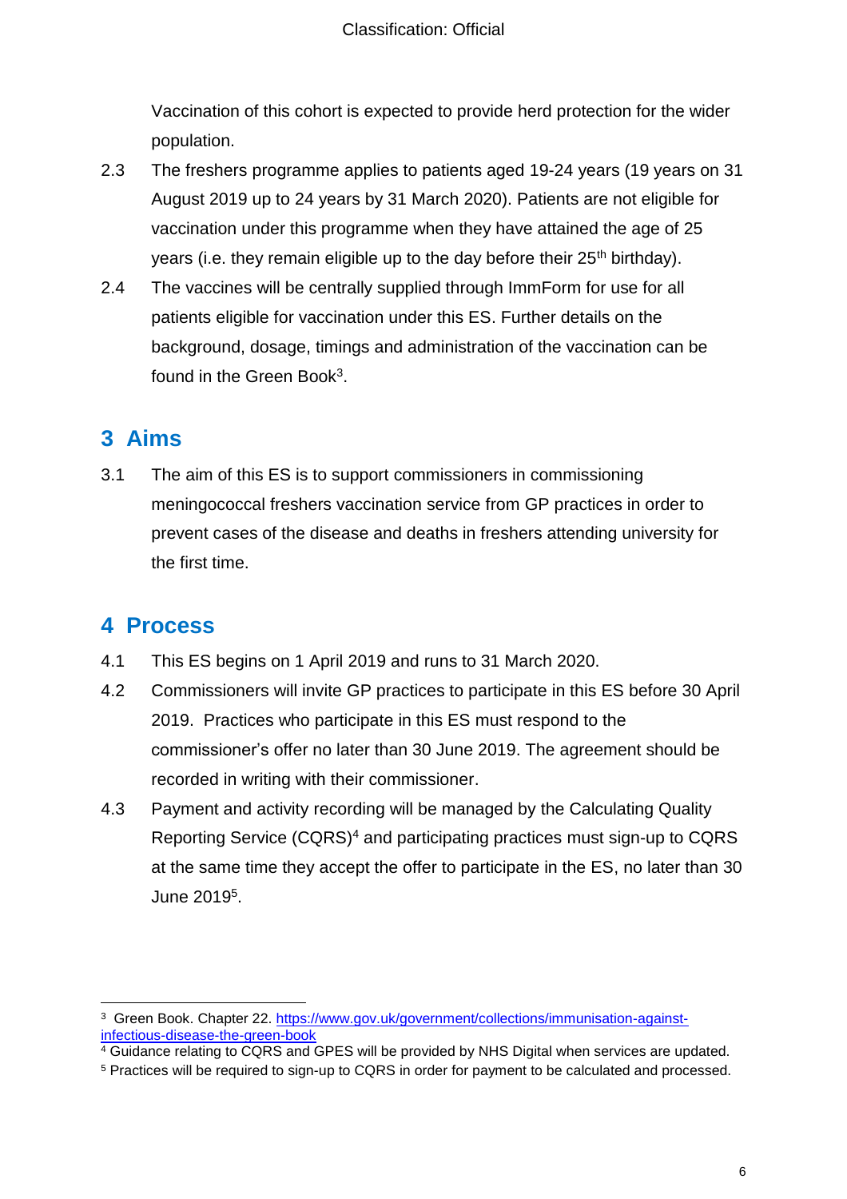Vaccination of this cohort is expected to provide herd protection for the wider population.

2.3 The freshers programme applies to patients aged 19-24 years (19 years on 31 August 2019 up to 24 years by 31 March 2020). Patients are not eligible for vaccination under this programme when they have attained the age of 25 years (i.e. they remain eligible up to the day before their 25th birthday).

2.4 The vaccines will be centrally supplied through ImmForm for use for all patients eligible for vaccination under this ES. Further details on the background, dosage, timings and administration of the vaccination can be found in the Green Book[3].

## 3 Aims

3.1 The aim of this ES is to support commissioners in commissioning meningococcal freshers vaccination service from GP practices in order to prevent cases of the disease and deaths in freshers attending university for the first time.

## 4 Process

4.1 This ES begins on 1 April 2019 and runs to 31 March 2020.

4.2 Commissioners will invite GP practices to participate in this ES before 30 April 2019. Practices who participate in this ES must respond to the commissioner's offer no later than 30 June 2019. The agreement should be recorded in writing with their commissioner.

4.3 Payment and activity recording will be managed by the Calculating Quality Reporting Service (CQRS)[4] and participating practices must sign-up to CQRS at the same time they accept the offer to participate in the ES, no later than 30 June 2019[5].

---

[3] Green Book. Chapter 22. https://www.gov.uk/government/collections/immunisation-against-infectious-disease-the-green-book

[4] Guidance relating to CQRS and GPES will be provided by NHS Digital when services are updated.

[5] Practices will be required to sign-up to CQRS in order for payment to be calculated and processed.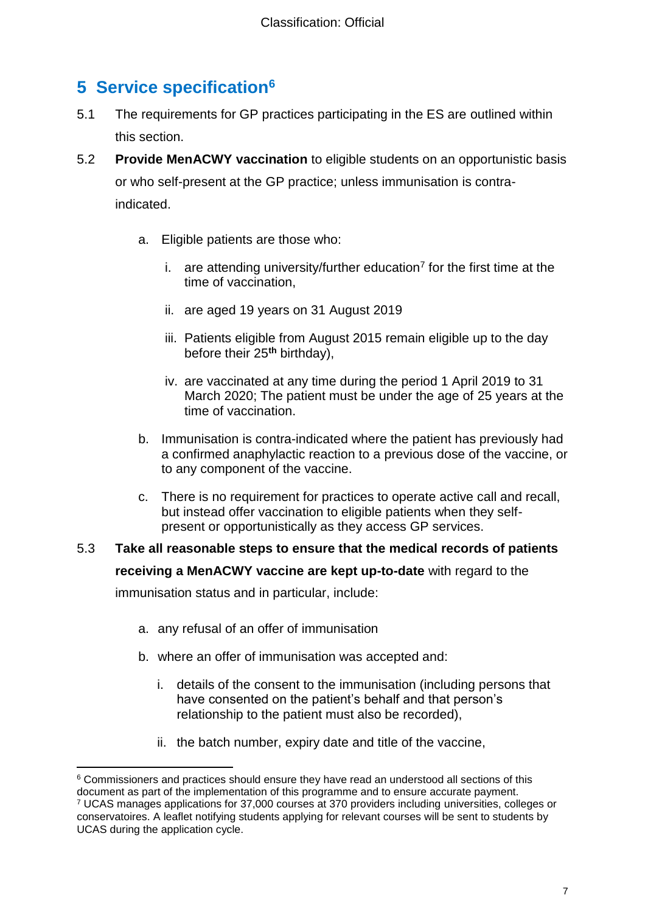## 5 Service specification[6]

5.1 The requirements for GP practices participating in the ES are outlined within this section.

5.2 **Provide MenACWY vaccination** to eligible students on an opportunistic basis or who self-present at the GP practice; unless immunisation is contra-indicated.

   a. Eligible patients are those who:

      i. are attending university/further education[7] for the first time at the time of vaccination,

      ii. are aged 19 years on 31 August 2019

      iii. Patients eligible from August 2015 remain eligible up to the day before their 25th birthday),

      iv. are vaccinated at any time during the period 1 April 2019 to 31 March 2020; The patient must be under the age of 25 years at the time of vaccination.

   b. Immunisation is contra-indicated where the patient has previously had a confirmed anaphylactic reaction to a previous dose of the vaccine, or to any component of the vaccine.

   c. There is no requirement for practices to operate active call and recall, but instead offer vaccination to eligible patients when they self-present or opportunistically as they access GP services.

5.3 **Take all reasonable steps to ensure that the medical records of patients receiving a MenACWY vaccine are kept up-to-date** with regard to the immunisation status and in particular, include:

   a. any refusal of an offer of immunisation

   b. where an offer of immunisation was accepted and:

      i. details of the consent to the immunisation (including persons that have consented on the patient's behalf and that person's relationship to the patient must also be recorded),

      ii. the batch number, expiry date and title of the vaccine,

---

[6] Commissioners and practices should ensure they have read an understood all sections of this document as part of the implementation of this programme and to ensure accurate payment.

[7] UCAS manages applications for 37,000 courses at 370 providers including universities, colleges or conservatoires. A leaflet notifying students applying for relevant courses will be sent to students by UCAS during the application cycle.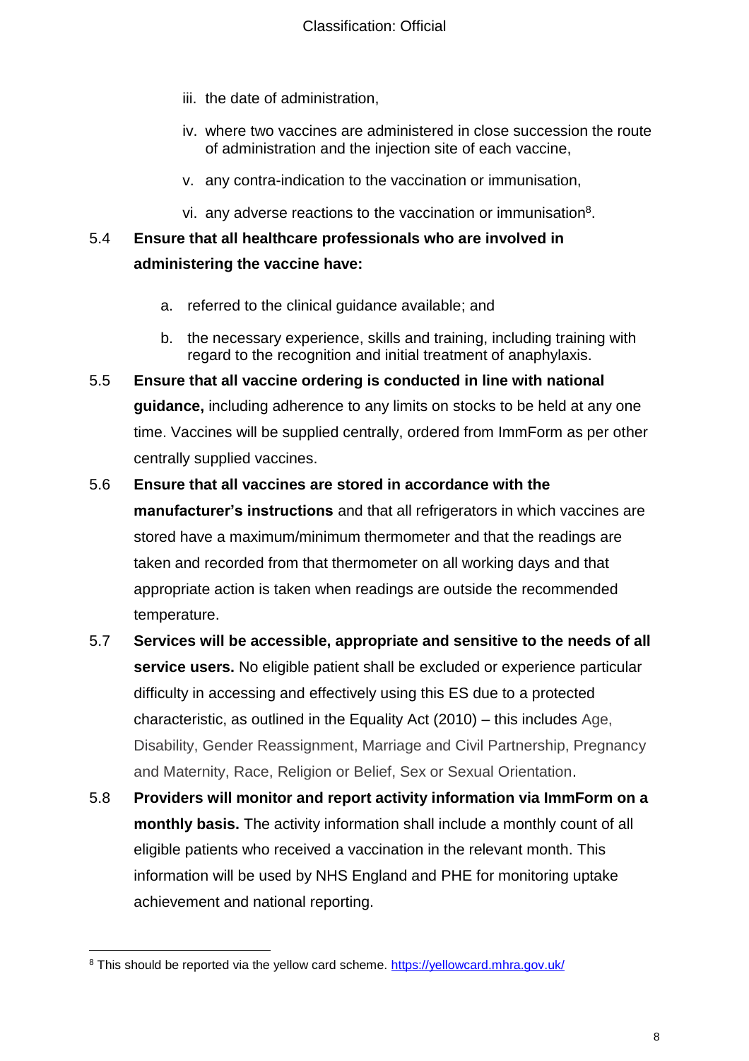iii. the date of administration,

iv. where two vaccines are administered in close succession the route of administration and the injection site of each vaccine,

v. any contra-indication to the vaccination or immunisation,

vi. any adverse reactions to the vaccination or immunisation[8].

5.4 **Ensure that all healthcare professionals who are involved in administering the vaccine have:**

a. referred to the clinical guidance available; and

b. the necessary experience, skills and training, including training with regard to the recognition and initial treatment of anaphylaxis.

5.5 **Ensure that all vaccine ordering is conducted in line with national guidance,** including adherence to any limits on stocks to be held at any one time. Vaccines will be supplied centrally, ordered from ImmForm as per other centrally supplied vaccines.

5.6 **Ensure that all vaccines are stored in accordance with the manufacturer's instructions** and that all refrigerators in which vaccines are stored have a maximum/minimum thermometer and that the readings are taken and recorded from that thermometer on all working days and that appropriate action is taken when readings are outside the recommended temperature.

5.7 **Services will be accessible, appropriate and sensitive to the needs of all service users.** No eligible patient shall be excluded or experience particular difficulty in accessing and effectively using this ES due to a protected characteristic, as outlined in the Equality Act (2010) – this includes Age, Disability, Gender Reassignment, Marriage and Civil Partnership, Pregnancy and Maternity, Race, Religion or Belief, Sex or Sexual Orientation.

5.8 **Providers will monitor and report activity information via ImmForm on a monthly basis.** The activity information shall include a monthly count of all eligible patients who received a vaccination in the relevant month. This information will be used by NHS England and PHE for monitoring uptake achievement and national reporting.

[8] This should be reported via the yellow card scheme. https://yellowcard.mhra.gov.uk/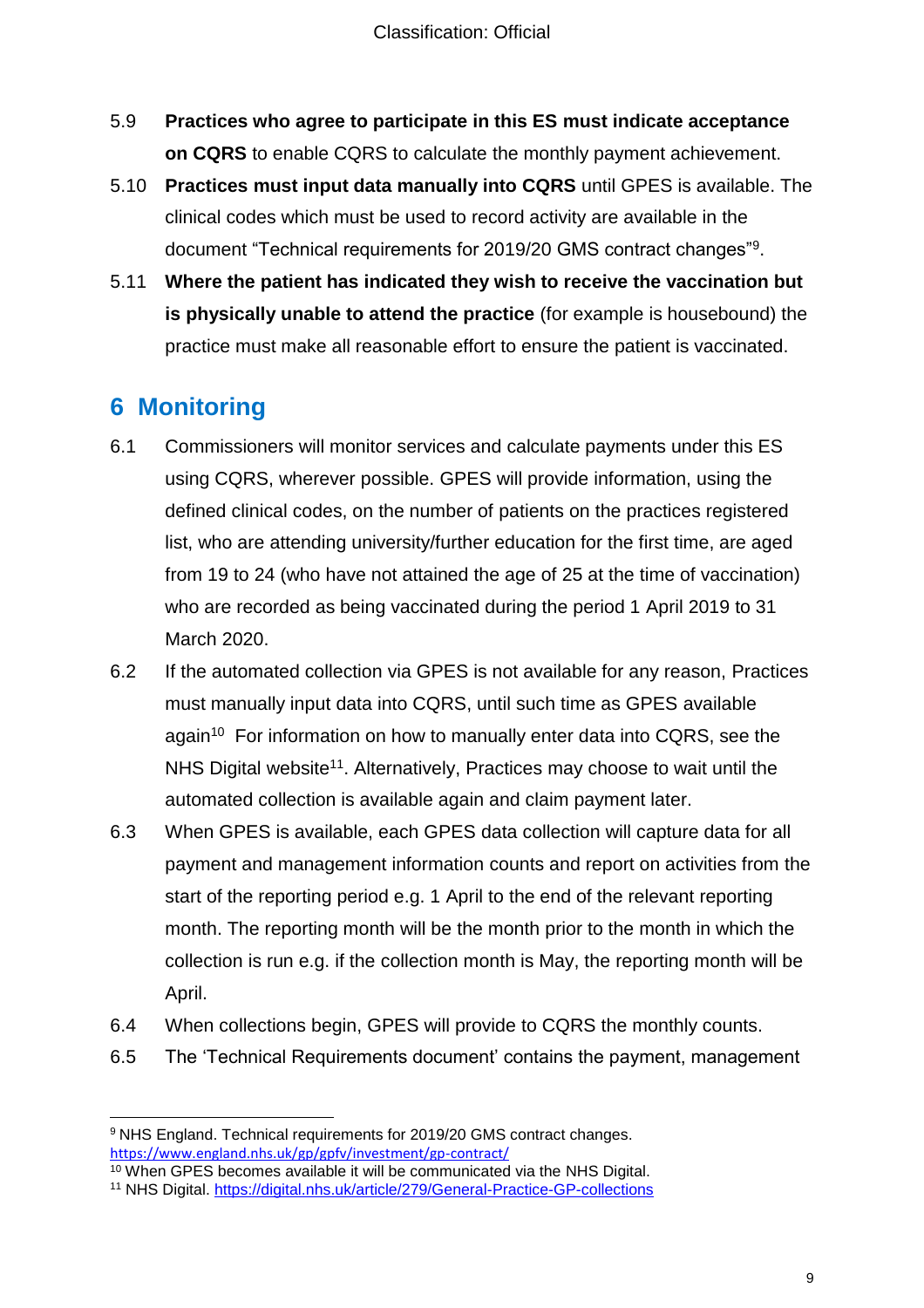5.9 **Practices who agree to participate in this ES must indicate acceptance on CQRS** to enable CQRS to calculate the monthly payment achievement.

5.10 **Practices must input data manually into CQRS** until GPES is available. The clinical codes which must be used to record activity are available in the document "Technical requirements for 2019/20 GMS contract changes"[9].

5.11 **Where the patient has indicated they wish to receive the vaccination but is physically unable to attend the practice** (for example is housebound) the practice must make all reasonable effort to ensure the patient is vaccinated.

## 6 Monitoring

6.1 Commissioners will monitor services and calculate payments under this ES using CQRS, wherever possible. GPES will provide information, using the defined clinical codes, on the number of patients on the practices registered list, who are attending university/further education for the first time, are aged from 19 to 24 (who have not attained the age of 25 at the time of vaccination) who are recorded as being vaccinated during the period 1 April 2019 to 31 March 2020.

6.2 If the automated collection via GPES is not available for any reason, Practices must manually input data into CQRS, until such time as GPES available again[10] For information on how to manually enter data into CQRS, see the NHS Digital website[11]. Alternatively, Practices may choose to wait until the automated collection is available again and claim payment later.

6.3 When GPES is available, each GPES data collection will capture data for all payment and management information counts and report on activities from the start of the reporting period e.g. 1 April to the end of the relevant reporting month. The reporting month will be the month prior to the month in which the collection is run e.g. if the collection month is May, the reporting month will be April.

6.4 When collections begin, GPES will provide to CQRS the monthly counts.

6.5 The 'Technical Requirements document' contains the payment, management

---

[9] NHS England. Technical requirements for 2019/20 GMS contract changes. https://www.england.nhs.uk/gp/gpfv/investment/gp-contract/

[10] When GPES becomes available it will be communicated via the NHS Digital.

[11] NHS Digital. https://digital.nhs.uk/article/279/General-Practice-GP-collections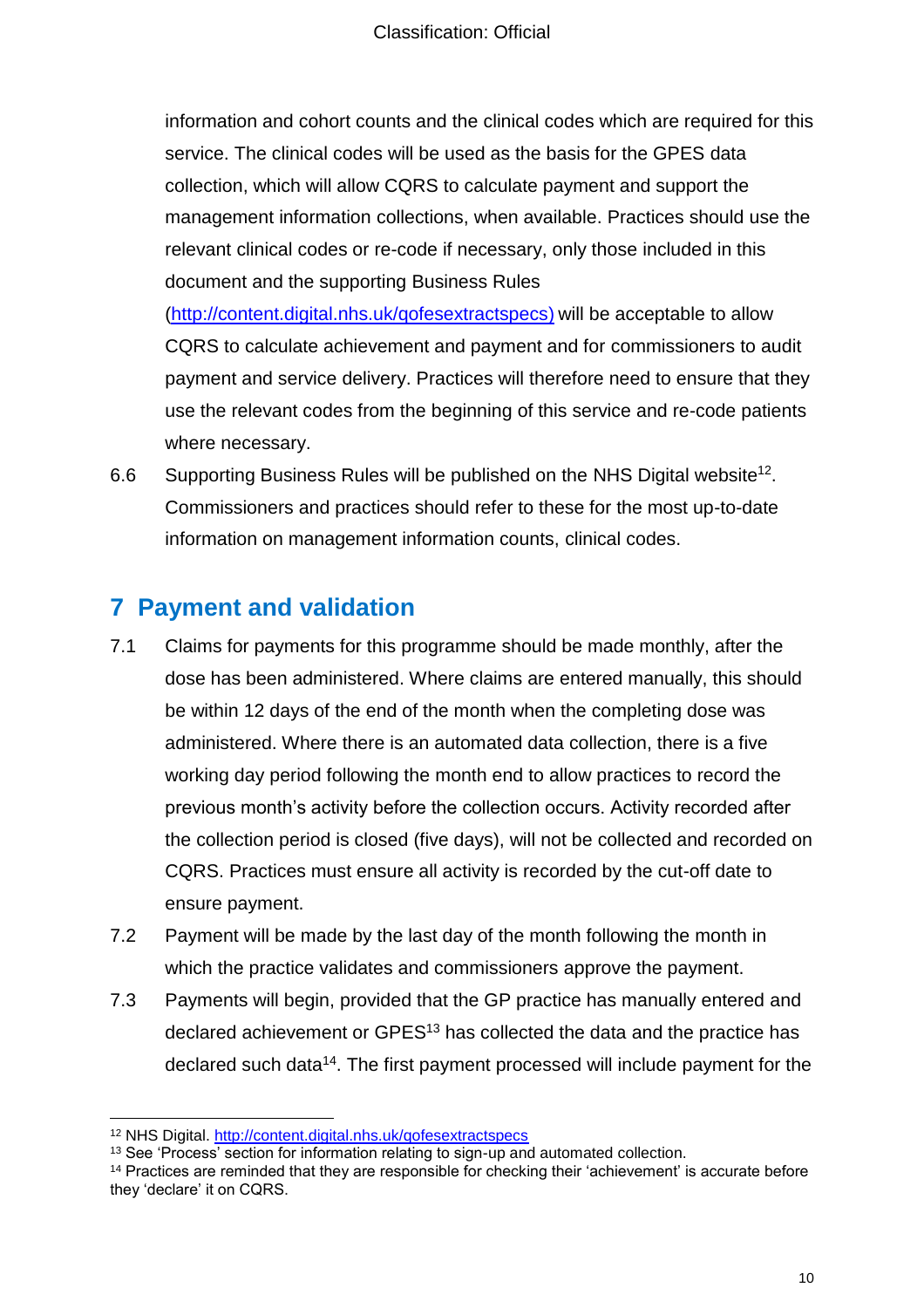information and cohort counts and the clinical codes which are required for this service. The clinical codes will be used as the basis for the GPES data collection, which will allow CQRS to calculate payment and support the management information collections, when available. Practices should use the relevant clinical codes or re-code if necessary, only those included in this document and the supporting Business Rules (http://content.digital.nhs.uk/qofesextractspecs) will be acceptable to allow CQRS to calculate achievement and payment and for commissioners to audit payment and service delivery. Practices will therefore need to ensure that they use the relevant codes from the beginning of this service and re-code patients where necessary.

6.6 Supporting Business Rules will be published on the NHS Digital website[12]. Commissioners and practices should refer to these for the most up-to-date information on management information counts, clinical codes.

## 7 Payment and validation

7.1 Claims for payments for this programme should be made monthly, after the dose has been administered. Where claims are entered manually, this should be within 12 days of the end of the month when the completing dose was administered. Where there is an automated data collection, there is a five working day period following the month end to allow practices to record the previous month's activity before the collection occurs. Activity recorded after the collection period is closed (five days), will not be collected and recorded on CQRS. Practices must ensure all activity is recorded by the cut-off date to ensure payment.

7.2 Payment will be made by the last day of the month following the month in which the practice validates and commissioners approve the payment.

7.3 Payments will begin, provided that the GP practice has manually entered and declared achievement or GPES[13] has collected the data and the practice has declared such data[14]. The first payment processed will include payment for the

[12] NHS Digital. http://content.digital.nhs.uk/qofesextractspecs

[13] See 'Process' section for information relating to sign-up and automated collection.

[14] Practices are reminded that they are responsible for checking their 'achievement' is accurate before they 'declare' it on CQRS.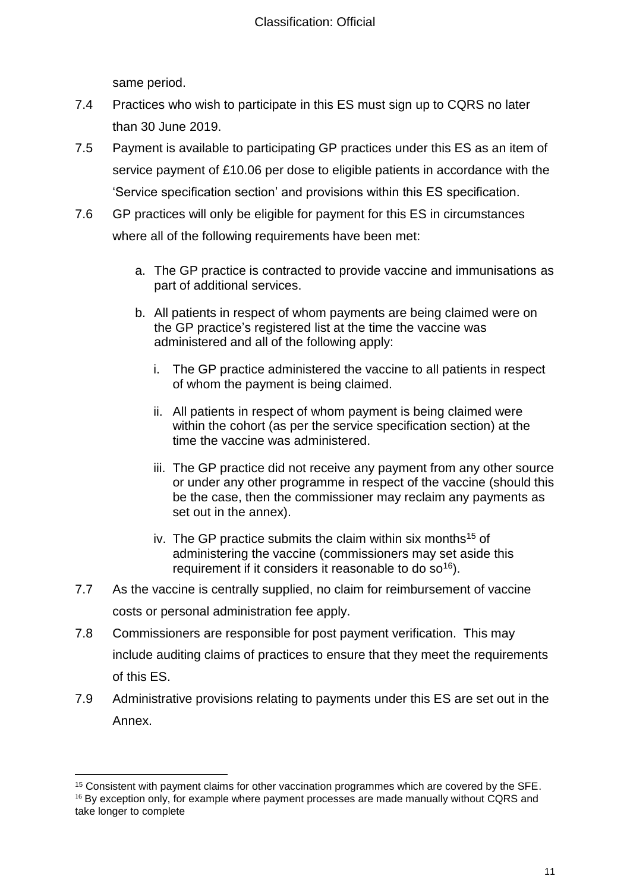same period.

7.4 Practices who wish to participate in this ES must sign up to CQRS no later than 30 June 2019.

7.5 Payment is available to participating GP practices under this ES as an item of service payment of £10.06 per dose to eligible patients in accordance with the 'Service specification section' and provisions within this ES specification.

7.6 GP practices will only be eligible for payment for this ES in circumstances where all of the following requirements have been met:

   a. The GP practice is contracted to provide vaccine and immunisations as part of additional services.

   b. All patients in respect of whom payments are being claimed were on the GP practice's registered list at the time the vaccine was administered and all of the following apply:

      i. The GP practice administered the vaccine to all patients in respect of whom the payment is being claimed.

      ii. All patients in respect of whom payment is being claimed were within the cohort (as per the service specification section) at the time the vaccine was administered.

      iii. The GP practice did not receive any payment from any other source or under any other programme in respect of the vaccine (should this be the case, then the commissioner may reclaim any payments as set out in the annex).

      iv. The GP practice submits the claim within six months[15] of administering the vaccine (commissioners may set aside this requirement if it considers it reasonable to do so[16]).

7.7 As the vaccine is centrally supplied, no claim for reimbursement of vaccine costs or personal administration fee apply.

7.8 Commissioners are responsible for post payment verification. This may include auditing claims of practices to ensure that they meet the requirements of this ES.

7.9 Administrative provisions relating to payments under this ES are set out in the Annex.

---

[15] Consistent with payment claims for other vaccination programmes which are covered by the SFE.

[16] By exception only, for example where payment processes are made manually without CQRS and take longer to complete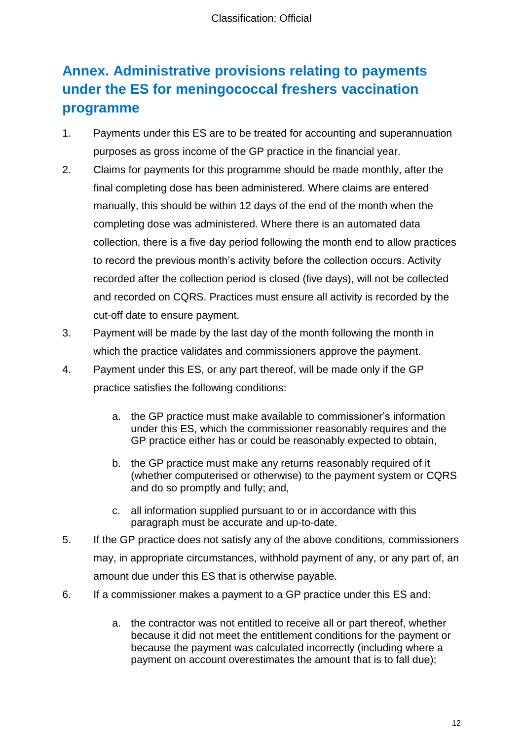## Annex. Administrative provisions relating to payments under the ES for meningococcal freshers vaccination programme

1. Payments under this ES are to be treated for accounting and superannuation purposes as gross income of the GP practice in the financial year.
2. Claims for payments for this programme should be made monthly, after the final completing dose has been administered. Where claims are entered manually, this should be within 12 days of the end of the month when the completing dose was administered. Where there is an automated data collection, there is a five day period following the month end to allow practices to record the previous month's activity before the collection occurs. Activity recorded after the collection period is closed (five days), will not be collected and recorded on CQRS. Practices must ensure all activity is recorded by the cut-off date to ensure payment.
3. Payment will be made by the last day of the month following the month in which the practice validates and commissioners approve the payment.
4. Payment under this ES, or any part thereof, will be made only if the GP practice satisfies the following conditions:
    a. the GP practice must make available to commissioner's information under this ES, which the commissioner reasonably requires and the GP practice either has or could be reasonably expected to obtain,
    b. the GP practice must make any returns reasonably required of it (whether computerised or otherwise) to the payment system or CQRS and do so promptly and fully; and,
    c. all information supplied pursuant to or in accordance with this paragraph must be accurate and up-to-date.
5. If the GP practice does not satisfy any of the above conditions, commissioners may, in appropriate circumstances, withhold payment of any, or any part of, an amount due under this ES that is otherwise payable.
6. If a commissioner makes a payment to a GP practice under this ES and:
    a. the contractor was not entitled to receive all or part thereof, whether because it did not meet the entitlement conditions for the payment or because the payment was calculated incorrectly (including where a payment on account overestimates the amount that is to fall due);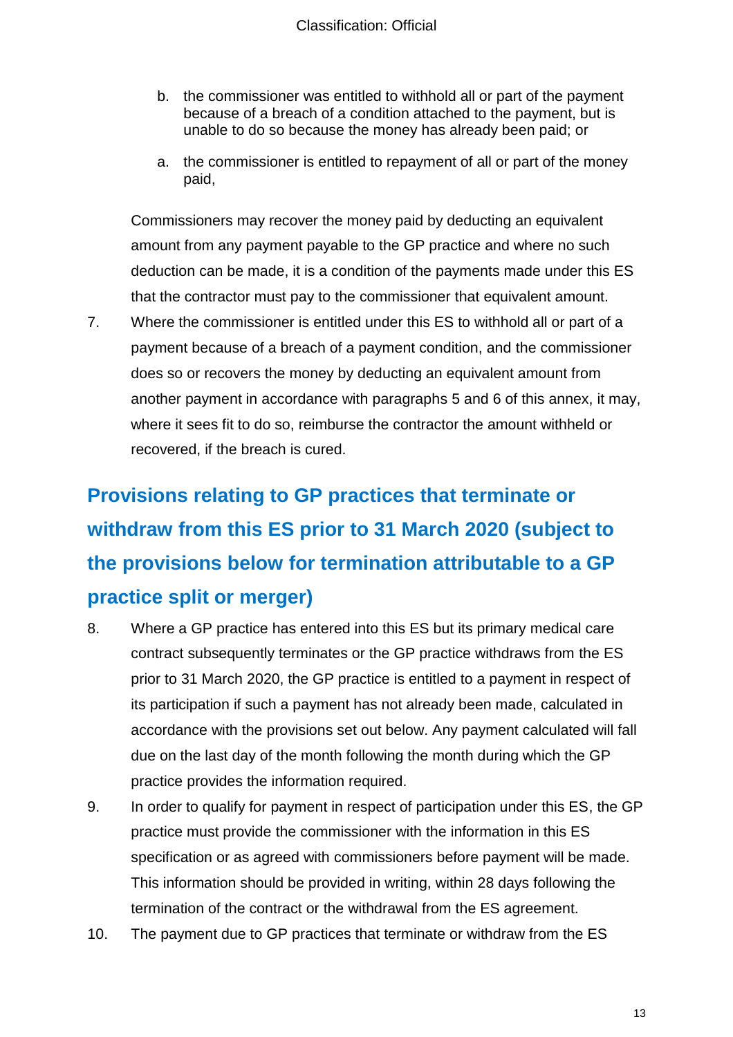b. the commissioner was entitled to withhold all or part of the payment because of a breach of a condition attached to the payment, but is unable to do so because the money has already been paid; or

a. the commissioner is entitled to repayment of all or part of the money paid,

Commissioners may recover the money paid by deducting an equivalent amount from any payment payable to the GP practice and where no such deduction can be made, it is a condition of the payments made under this ES that the contractor must pay to the commissioner that equivalent amount.

7. Where the commissioner is entitled under this ES to withhold all or part of a payment because of a breach of a payment condition, and the commissioner does so or recovers the money by deducting an equivalent amount from another payment in accordance with paragraphs 5 and 6 of this annex, it may, where it sees fit to do so, reimburse the contractor the amount withheld or recovered, if the breach is cured.

## Provisions relating to GP practices that terminate or withdraw from this ES prior to 31 March 2020 (subject to the provisions below for termination attributable to a GP practice split or merger)

8. Where a GP practice has entered into this ES but its primary medical care contract subsequently terminates or the GP practice withdraws from the ES prior to 31 March 2020, the GP practice is entitled to a payment in respect of its participation if such a payment has not already been made, calculated in accordance with the provisions set out below. Any payment calculated will fall due on the last day of the month following the month during which the GP practice provides the information required.

9. In order to qualify for payment in respect of participation under this ES, the GP practice must provide the commissioner with the information in this ES specification or as agreed with commissioners before payment will be made. This information should be provided in writing, within 28 days following the termination of the contract or the withdrawal from the ES agreement.

10. The payment due to GP practices that terminate or withdraw from the ES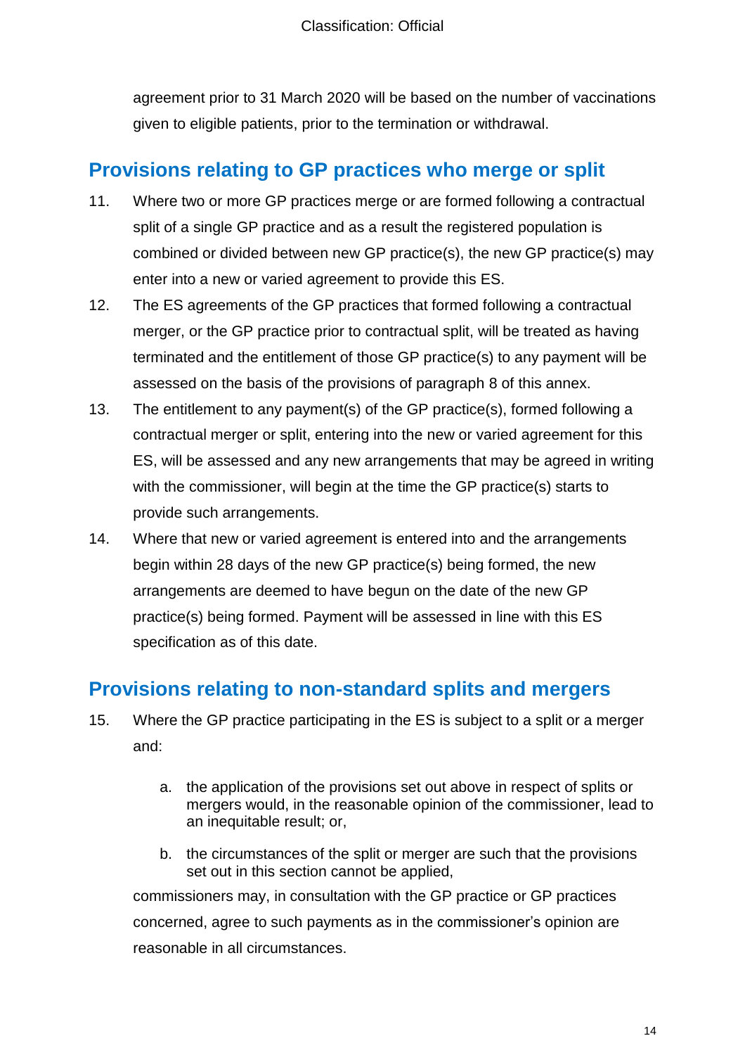agreement prior to 31 March 2020 will be based on the number of vaccinations given to eligible patients, prior to the termination or withdrawal.

## Provisions relating to GP practices who merge or split

11. Where two or more GP practices merge or are formed following a contractual split of a single GP practice and as a result the registered population is combined or divided between new GP practice(s), the new GP practice(s) may enter into a new or varied agreement to provide this ES.
12. The ES agreements of the GP practices that formed following a contractual merger, or the GP practice prior to contractual split, will be treated as having terminated and the entitlement of those GP practice(s) to any payment will be assessed on the basis of the provisions of paragraph 8 of this annex.
13. The entitlement to any payment(s) of the GP practice(s), formed following a contractual merger or split, entering into the new or varied agreement for this ES, will be assessed and any new arrangements that may be agreed in writing with the commissioner, will begin at the time the GP practice(s) starts to provide such arrangements.
14. Where that new or varied agreement is entered into and the arrangements begin within 28 days of the new GP practice(s) being formed, the new arrangements are deemed to have begun on the date of the new GP practice(s) being formed. Payment will be assessed in line with this ES specification as of this date.

## Provisions relating to non-standard splits and mergers

15. Where the GP practice participating in the ES is subject to a split or a merger and:

    a. the application of the provisions set out above in respect of splits or mergers would, in the reasonable opinion of the commissioner, lead to an inequitable result; or,

    b. the circumstances of the split or merger are such that the provisions set out in this section cannot be applied,

    commissioners may, in consultation with the GP practice or GP practices concerned, agree to such payments as in the commissioner's opinion are reasonable in all circumstances.